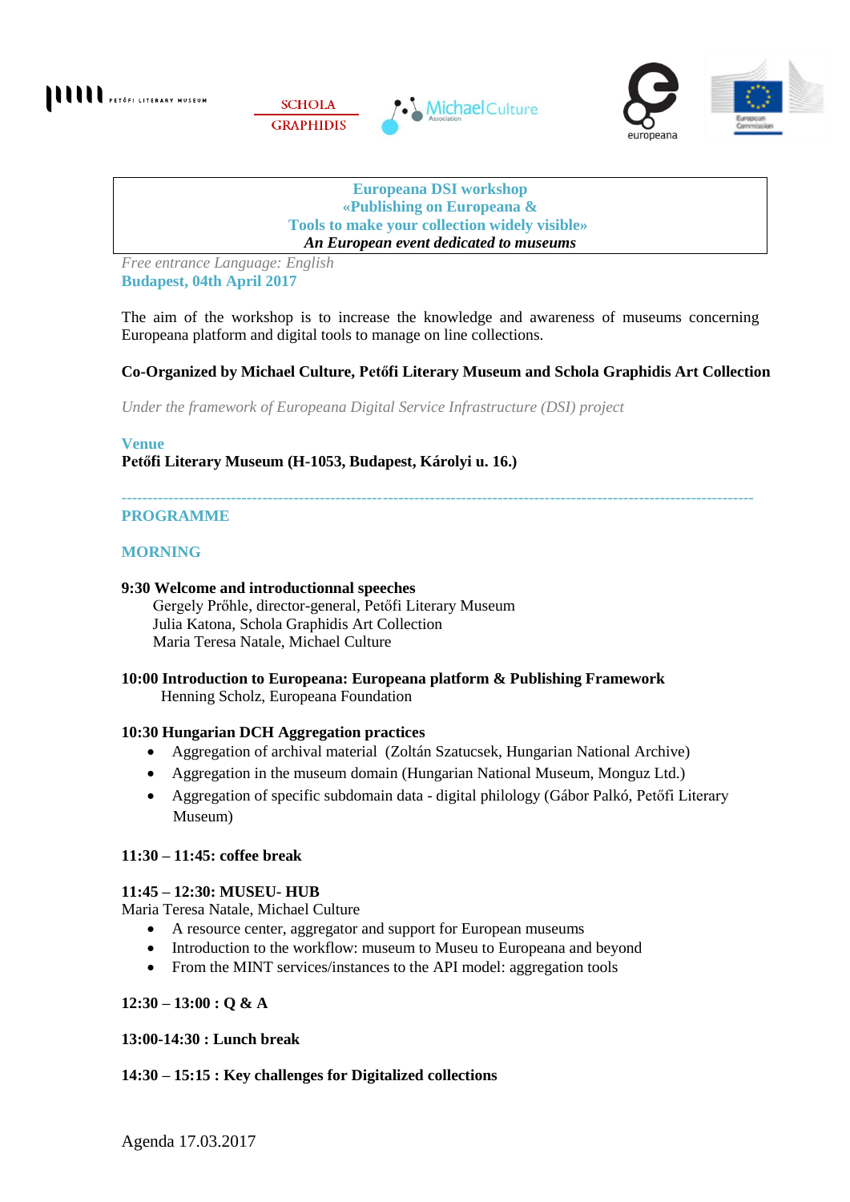**Europeana DSI workshop**
**«Publishing on Europeana &**
**Tools to make your collection widely visible»**
***An European event dedicated to museums***

*Free entrance Language: English*

**Budapest, 04th April 2017**

The aim of the workshop is to increase the knowledge and awareness of museums concerning Europeana platform and digital tools to manage on line collections.

**Co-Organized by Michael Culture, Petőfi Literary Museum and Schola Graphidis Art Collection**

*Under the framework of Europeana Digital Service Infrastructure (DSI) project*

**Venue**

**Petőfi Literary Museum (H-1053, Budapest, Károlyi u. 16.)**

---

## PROGRAMME

### MORNING

**9:30 Welcome and introductionnal speeches**
Gergely Prőhle, director-general, Petőfi Literary Museum
Julia Katona, Schola Graphidis Art Collection
Maria Teresa Natale, Michael Culture

**10:00 Introduction to Europeana: Europeana platform & Publishing Framework**
Henning Scholz, Europeana Foundation

**10:30 Hungarian DCH Aggregation practices**

- Aggregation of archival material (Zoltán Szatucsek, Hungarian National Archive)
- Aggregation in the museum domain (Hungarian National Museum, Monguz Ltd.)
- Aggregation of specific subdomain data - digital philology (Gábor Palkó, Petőfi Literary Museum)

**11:30 – 11:45: coffee break**

**11:45 – 12:30: MUSEU- HUB**
Maria Teresa Natale, Michael Culture

- A resource center, aggregator and support for European museums
- Introduction to the workflow: museum to Museu to Europeana and beyond
- From the MINT services/instances to the API model: aggregation tools

**12:30 – 13:00 : Q & A**

**13:00-14:30 : Lunch break**

**14:30 – 15:15 : Key challenges for Digitalized collections**

Agenda 17.03.2017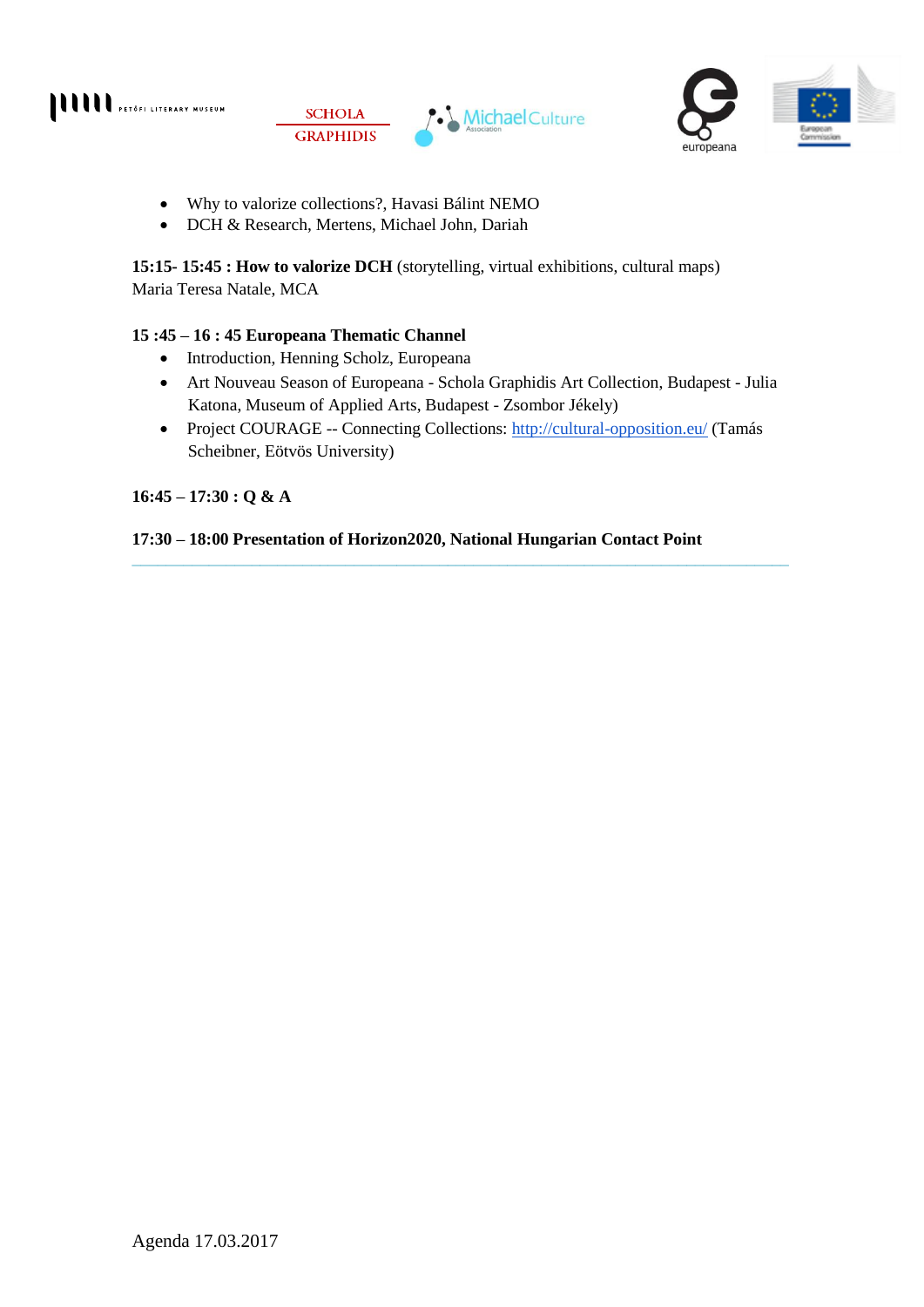- Why to valorize collections?, Havasi Bálint NEMO
- DCH & Research, Mertens, Michael John, Dariah

**15:15- 15:45 : How to valorize DCH** (storytelling, virtual exhibitions, cultural maps) Maria Teresa Natale, MCA

**15 :45 – 16 : 45 Europeana Thematic Channel**

- Introduction, Henning Scholz, Europeana
- Art Nouveau Season of Europeana - Schola Graphidis Art Collection, Budapest - Julia Katona, Museum of Applied Arts, Budapest - Zsombor Jékely)
- Project COURAGE -- Connecting Collections: http://cultural-opposition.eu/ (Tamás Scheibner, Eötvös University)

**16:45 – 17:30 : Q & A**

**17:30 – 18:00 Presentation of Horizon2020, National Hungarian Contact Point**

Agenda 17.03.2017